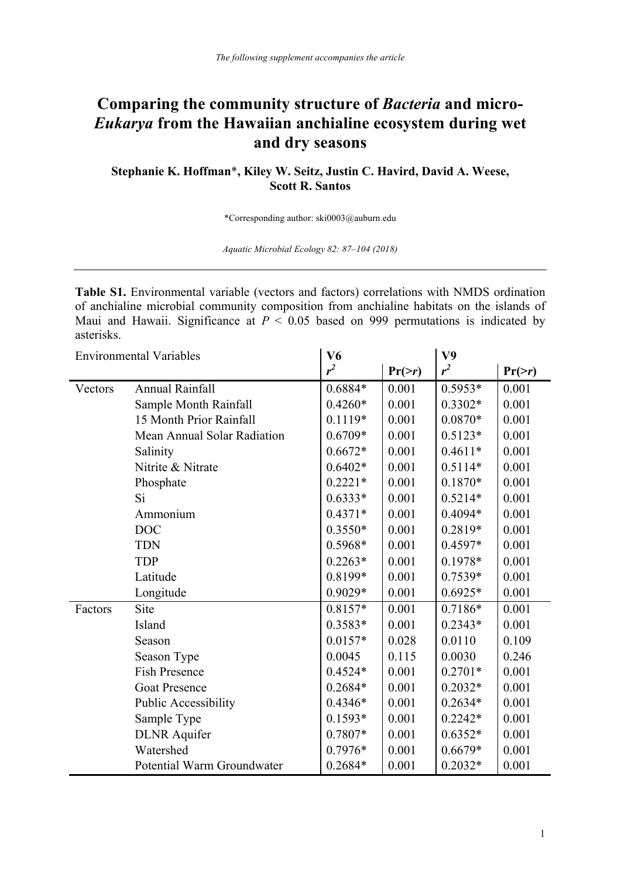*The following supplement accompanies the article*

# Comparing the community structure of *Bacteria* and micro-*Eukarya* from the Hawaiian anchialine ecosystem during wet and dry seasons

**Stephanie K. Hoffman*, Kiley W. Seitz, Justin C. Havird, David A. Weese, Scott R. Santos**

*Corresponding author: ski0003@auburn.edu

*Aquatic Microbial Ecology 82: 87–104 (2018)*

---

**Table S1.** Environmental variable (vectors and factors) correlations with NMDS ordination of anchialine microbial community composition from anchialine habitats on the islands of Maui and Hawaii. Significance at $P < 0.05$ based on 999 permutations is indicated by asterisks.

| Environmental Variables | | V6 | | V9 | |
|---|---|---|---|---|---|
| | | $r^2$ | Pr(>*r*) | $r^2$ | Pr(>*r*) |
| Vectors | Annual Rainfall | 0.6884* | 0.001 | 0.5953* | 0.001 |
| | Sample Month Rainfall | 0.4260* | 0.001 | 0.3302* | 0.001 |
| | 15 Month Prior Rainfall | 0.1119* | 0.001 | 0.0870* | 0.001 |
| | Mean Annual Solar Radiation | 0.6709* | 0.001 | 0.5123* | 0.001 |
| | Salinity | 0.6672* | 0.001 | 0.4611* | 0.001 |
| | Nitrite & Nitrate | 0.6402* | 0.001 | 0.5114* | 0.001 |
| | Phosphate | 0.2221* | 0.001 | 0.1870* | 0.001 |
| | Si | 0.6333* | 0.001 | 0.5214* | 0.001 |
| | Ammonium | 0.4371* | 0.001 | 0.4094* | 0.001 |
| | DOC | 0.3550* | 0.001 | 0.2819* | 0.001 |
| | TDN | 0.5968* | 0.001 | 0.4597* | 0.001 |
| | TDP | 0.2263* | 0.001 | 0.1978* | 0.001 |
| | Latitude | 0.8199* | 0.001 | 0.7539* | 0.001 |
| | Longitude | 0.9029* | 0.001 | 0.6925* | 0.001 |
| Factors | Site | 0.8157* | 0.001 | 0.7186* | 0.001 |
| | Island | 0.3583* | 0.001 | 0.2343* | 0.001 |
| | Season | 0.0157* | 0.028 | 0.0110 | 0.109 |
| | Season Type | 0.0045 | 0.115 | 0.0030 | 0.246 |
| | Fish Presence | 0.4524* | 0.001 | 0.2701* | 0.001 |
| | Goat Presence | 0.2684* | 0.001 | 0.2032* | 0.001 |
| | Public Accessibility | 0.4346* | 0.001 | 0.2634* | 0.001 |
| | Sample Type | 0.1593* | 0.001 | 0.2242* | 0.001 |
| | DLNR Aquifer | 0.7807* | 0.001 | 0.6352* | 0.001 |
| | Watershed | 0.7976* | 0.001 | 0.6679* | 0.001 |
| | Potential Warm Groundwater | 0.2684* | 0.001 | 0.2032* | 0.001 |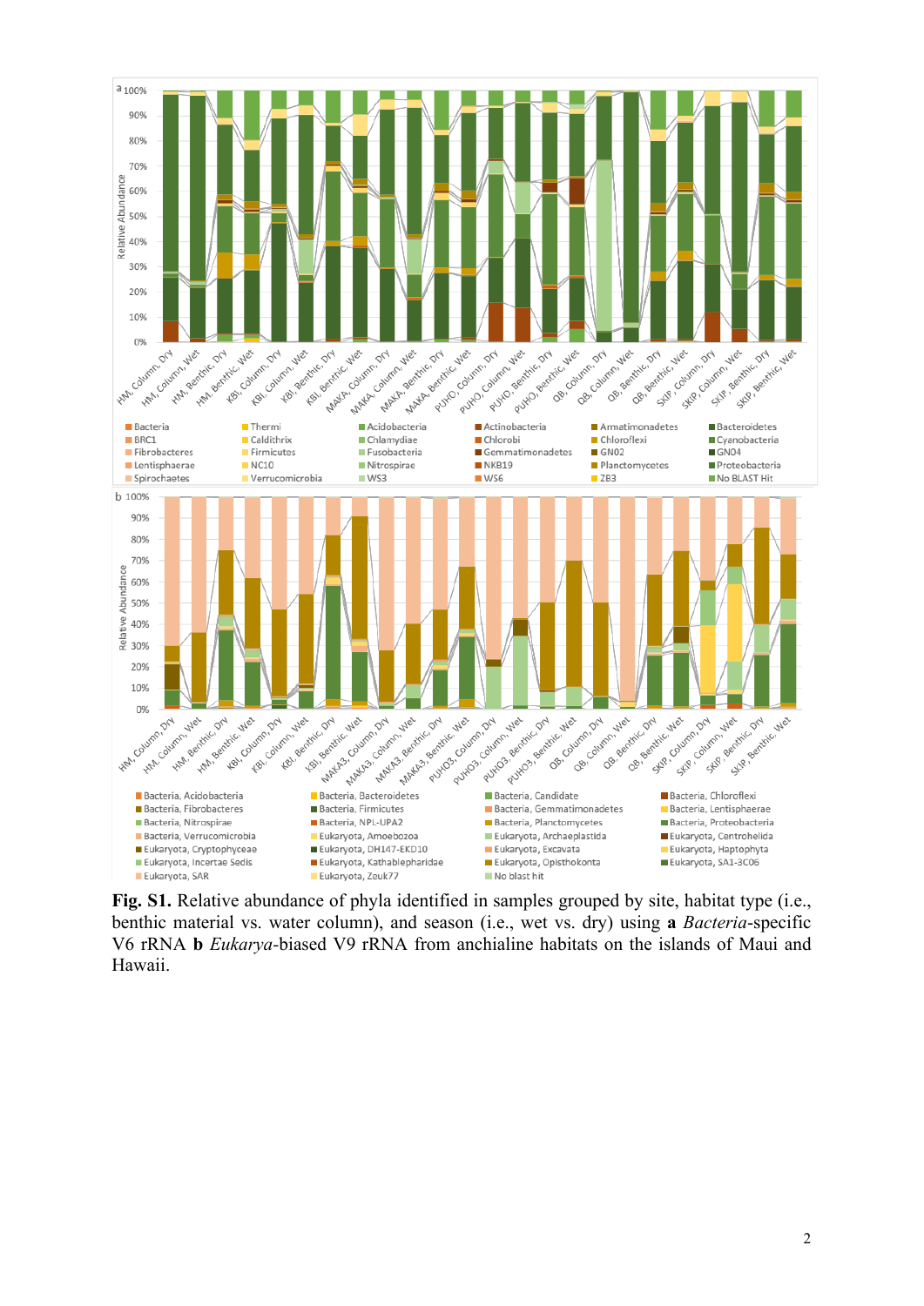**Fig. S1.** Relative abundance of phyla identified in samples grouped by site, habitat type (i.e., benthic material vs. water column), and season (i.e., wet vs. dry) using **a** *Bacteria*-specific V6 rRNA **b** *Eukarya*-biased V9 rRNA from anchialine habitats on the islands of Maui and Hawaii.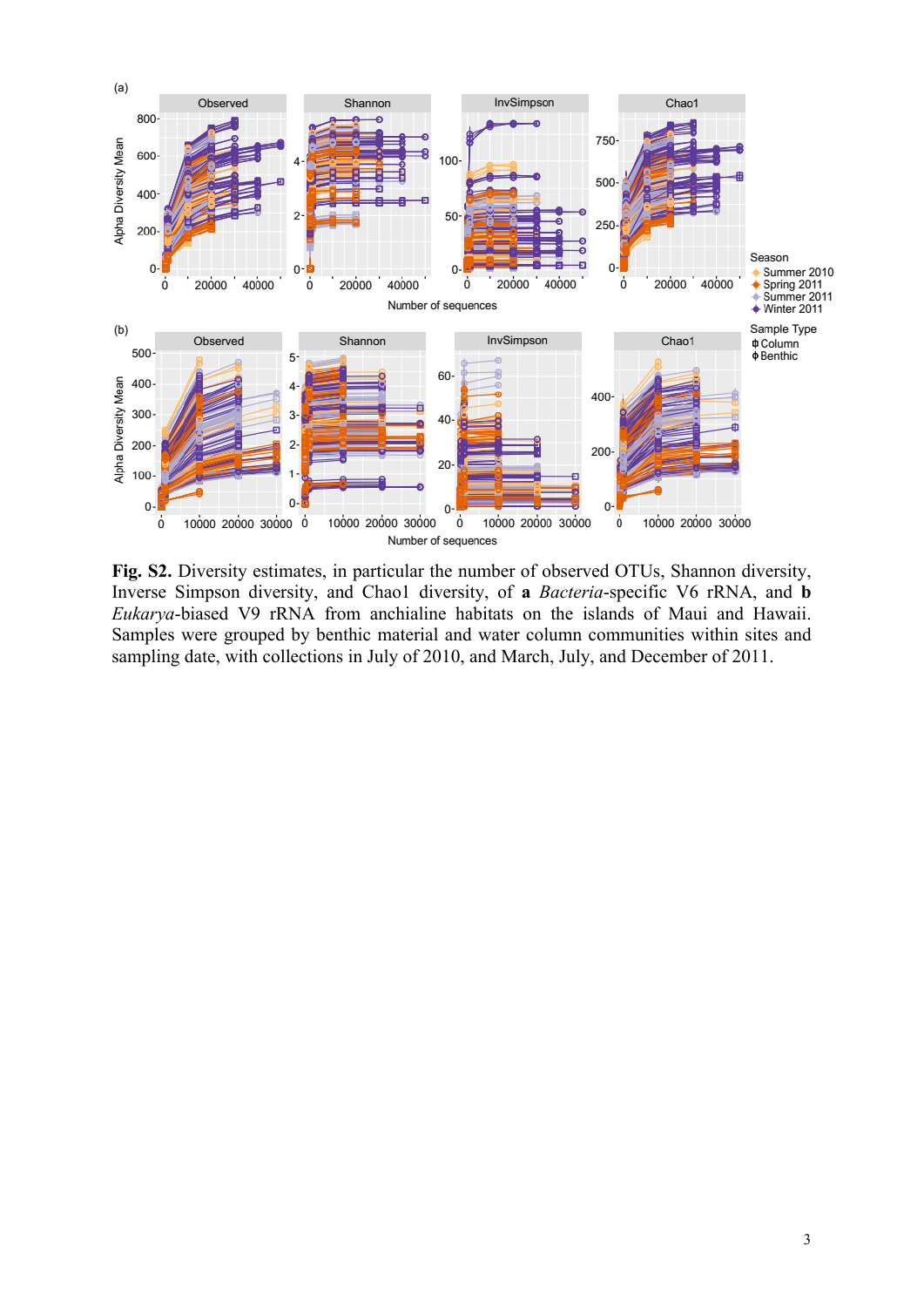**Fig. S2.** Diversity estimates, in particular the number of observed OTUs, Shannon diversity, Inverse Simpson diversity, and Chao1 diversity, of **a** *Bacteria*-specific V6 rRNA, and **b** *Eukarya*-biased V9 rRNA from anchialine habitats on the islands of Maui and Hawaii. Samples were grouped by benthic material and water column communities within sites and sampling date, with collections in July of 2010, and March, July, and December of 2011.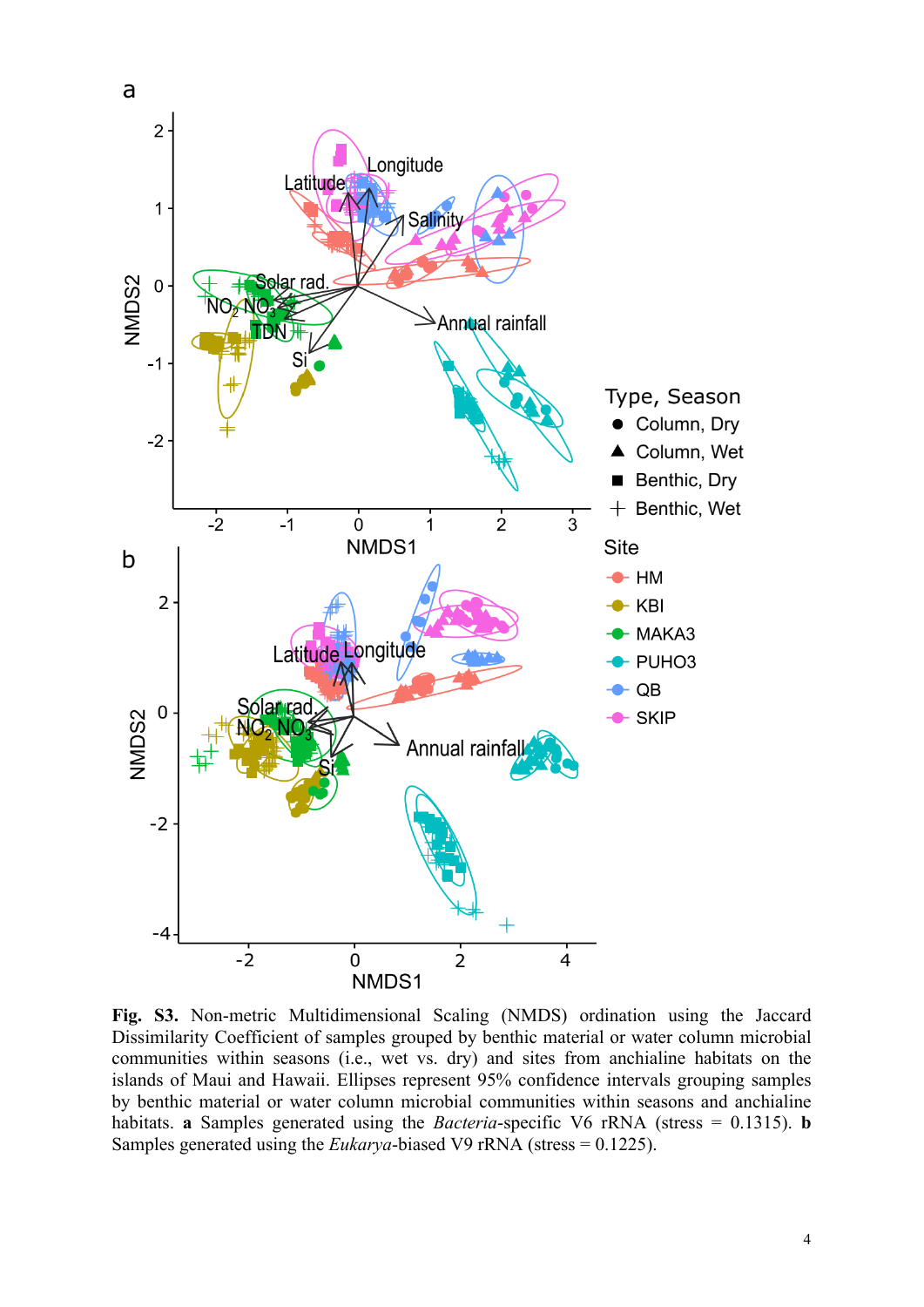a

NMDS2

NMDS1

Longitude

Latitude

Salinity

Solar rad.

$NO_2$ $NO_3$

TDN

Si

Annual rainfall

2

1

0

-1

-2

-2

-1

0

1

2

3

Type, Season

Column, Dry

Column, Wet

Benthic, Dry

Benthic, Wet

Site

HM

KBI

MAKA3

PUHO3

QB

SKIP

b

NMDS2

NMDS1

Latitude

Longitude

Solar rad.

$NO_2$ $NO_3$

Si

Annual rainfall

2

0

-2

-4

-2

0

2

4

**Fig. S3.** Non-metric Multidimensional Scaling (NMDS) ordination using the Jaccard Dissimilarity Coefficient of samples grouped by benthic material or water column microbial communities within seasons (i.e., wet vs. dry) and sites from anchialine habitats on the islands of Maui and Hawaii. Ellipses represent 95% confidence intervals grouping samples by benthic material or water column microbial communities within seasons and anchialine habitats. **a** Samples generated using the *Bacteria*-specific V6 rRNA (stress = 0.1315). **b** Samples generated using the *Eukarya*-biased V9 rRNA (stress = 0.1225).